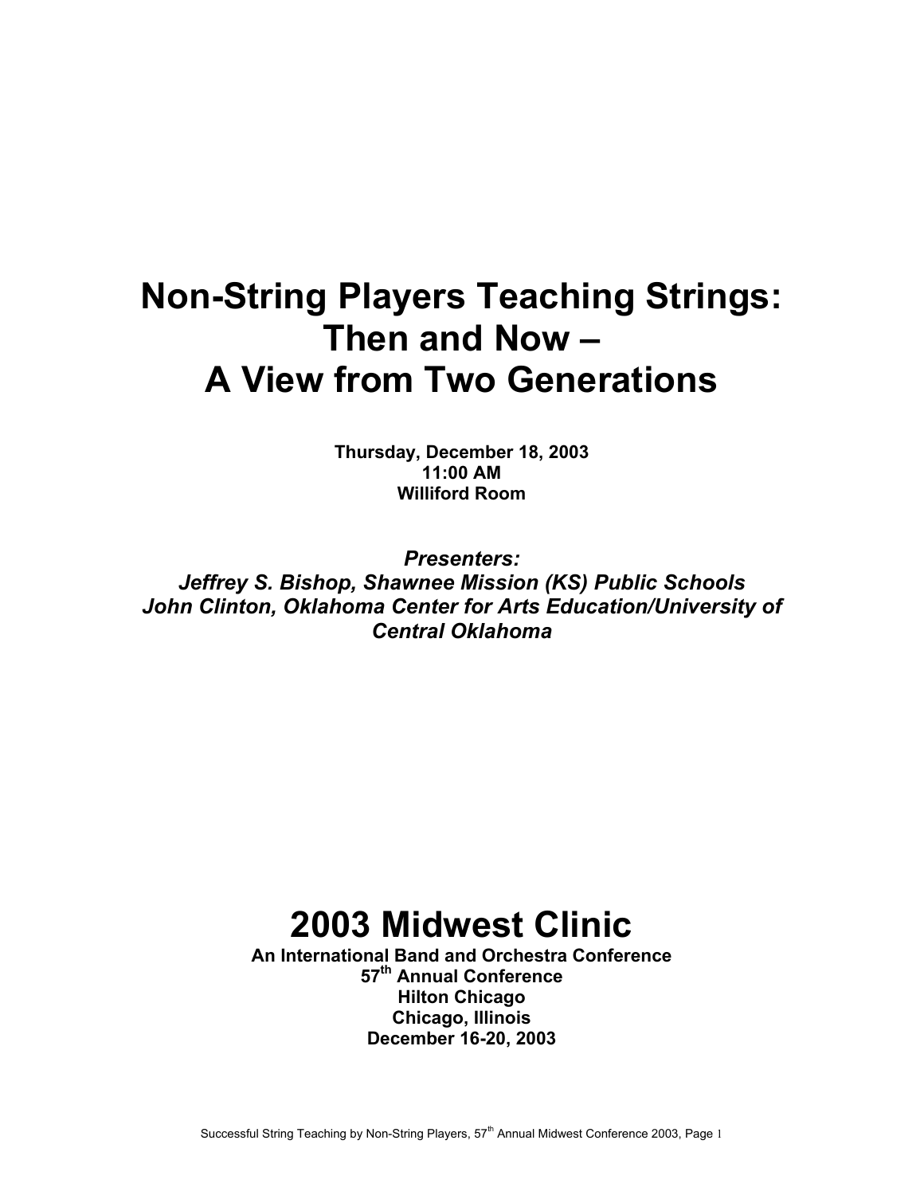# Non-String Players Teaching Strings: Then and Now – A View from Two Generations

**Thursday, December 18, 2003**
**11:00 AM**
**Williford Room**

***Presenters:***
***Jeffrey S. Bishop, Shawnee Mission (KS) Public Schools***
***John Clinton, Oklahoma Center for Arts Education/University of Central Oklahoma***

# 2003 Midwest Clinic

**An International Band and Orchestra Conference**
**57th Annual Conference**
**Hilton Chicago**
**Chicago, Illinois**
**December 16-20, 2003**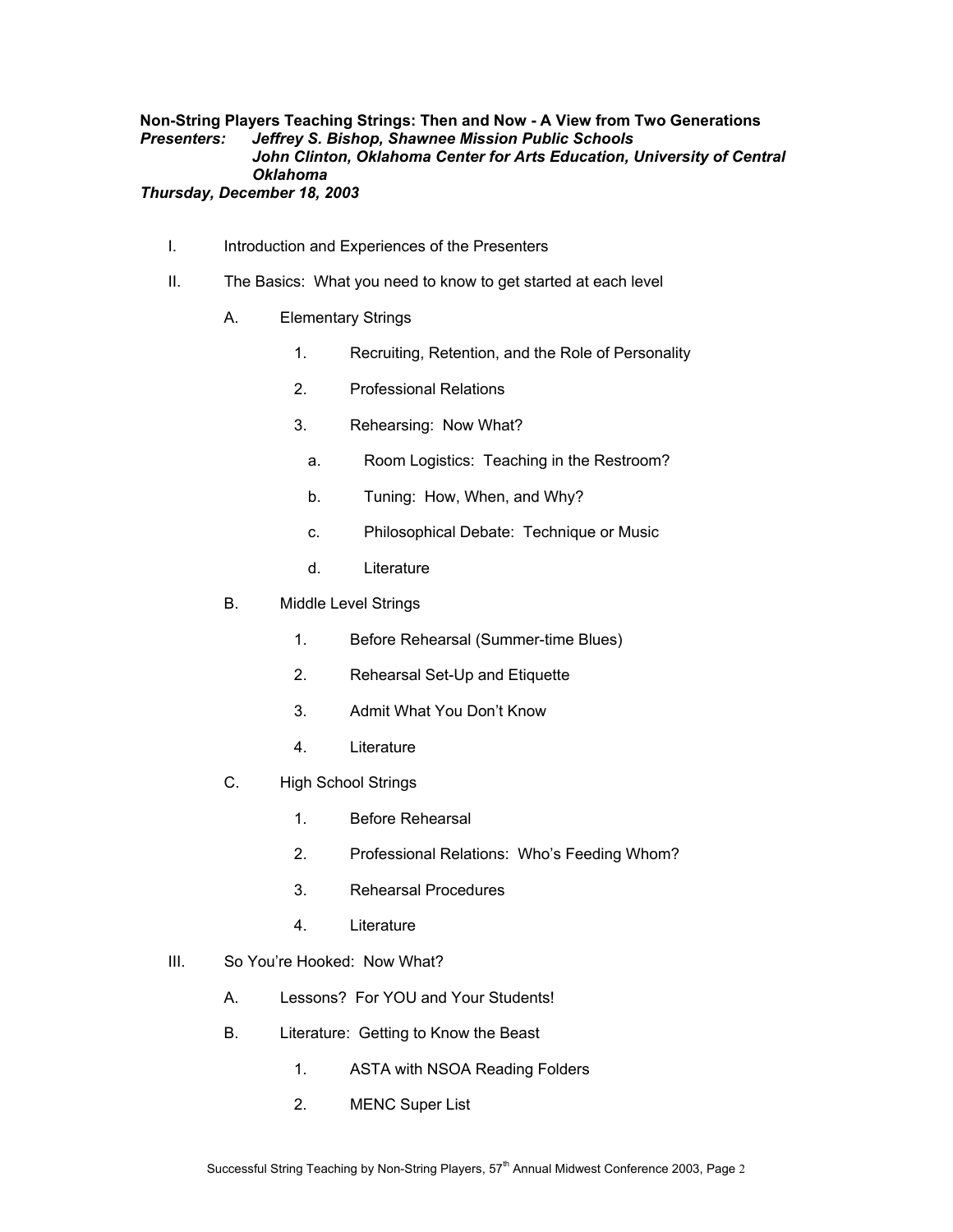**Non-String Players Teaching Strings: Then and Now - A View from Two Generations**
***Presenters: Jeffrey S. Bishop, Shawnee Mission Public Schools***
***John Clinton, Oklahoma Center for Arts Education, University of Central Oklahoma***
***Thursday, December 18, 2003***

I. Introduction and Experiences of the Presenters

II. The Basics: What you need to know to get started at each level

   A. Elementary Strings

      1. Recruiting, Retention, and the Role of Personality

      2. Professional Relations

      3. Rehearsing: Now What?

         a. Room Logistics: Teaching in the Restroom?

         b. Tuning: How, When, and Why?

         c. Philosophical Debate: Technique or Music

         d. Literature

   B. Middle Level Strings

      1. Before Rehearsal (Summer-time Blues)

      2. Rehearsal Set-Up and Etiquette

      3. Admit What You Don't Know

      4. Literature

   C. High School Strings

      1. Before Rehearsal

      2. Professional Relations: Who's Feeding Whom?

      3. Rehearsal Procedures

      4. Literature

III. So You're Hooked: Now What?

   A. Lessons? For YOU and Your Students!

   B. Literature: Getting to Know the Beast

      1. ASTA with NSOA Reading Folders

      2. MENC Super List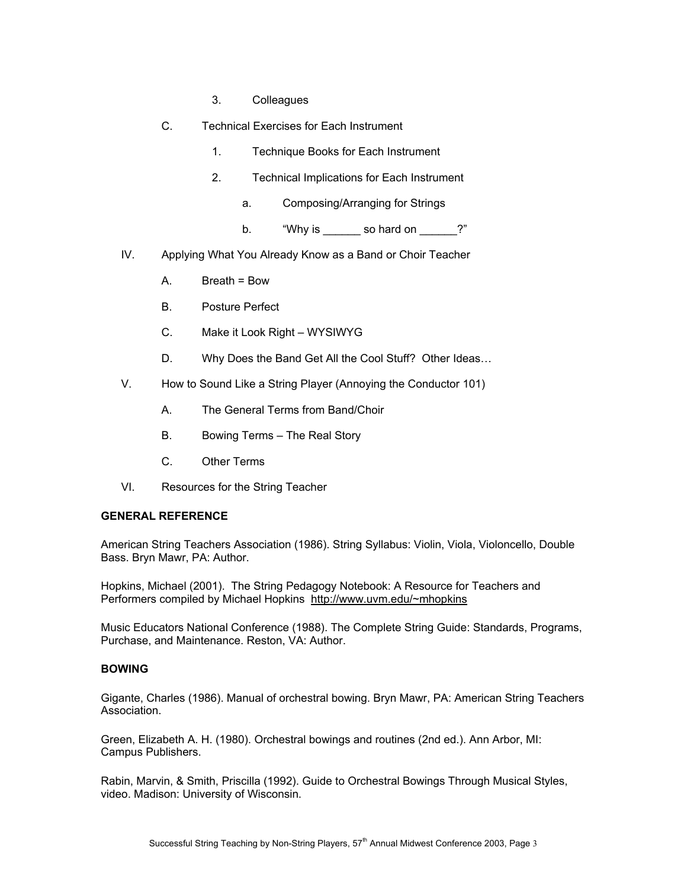3. Colleagues

C. Technical Exercises for Each Instrument

1. Technique Books for Each Instrument

2. Technical Implications for Each Instrument

a. Composing/Arranging for Strings

b. "Why is ______ so hard on ______?"

IV. Applying What You Already Know as a Band or Choir Teacher

A. Breath = Bow

B. Posture Perfect

C. Make it Look Right – WYSIWYG

D. Why Does the Band Get All the Cool Stuff? Other Ideas…

V. How to Sound Like a String Player (Annoying the Conductor 101)

A. The General Terms from Band/Choir

B. Bowing Terms – The Real Story

C. Other Terms

VI. Resources for the String Teacher

**GENERAL REFERENCE**

American String Teachers Association (1986). String Syllabus: Violin, Viola, Violoncello, Double Bass. Bryn Mawr, PA: Author.

Hopkins, Michael (2001). The String Pedagogy Notebook: A Resource for Teachers and Performers compiled by Michael Hopkins http://www.uvm.edu/~mhopkins

Music Educators National Conference (1988). The Complete String Guide: Standards, Programs, Purchase, and Maintenance. Reston, VA: Author.

**BOWING**

Gigante, Charles (1986). Manual of orchestral bowing. Bryn Mawr, PA: American String Teachers Association.

Green, Elizabeth A. H. (1980). Orchestral bowings and routines (2nd ed.). Ann Arbor, MI: Campus Publishers.

Rabin, Marvin, & Smith, Priscilla (1992). Guide to Orchestral Bowings Through Musical Styles, video. Madison: University of Wisconsin.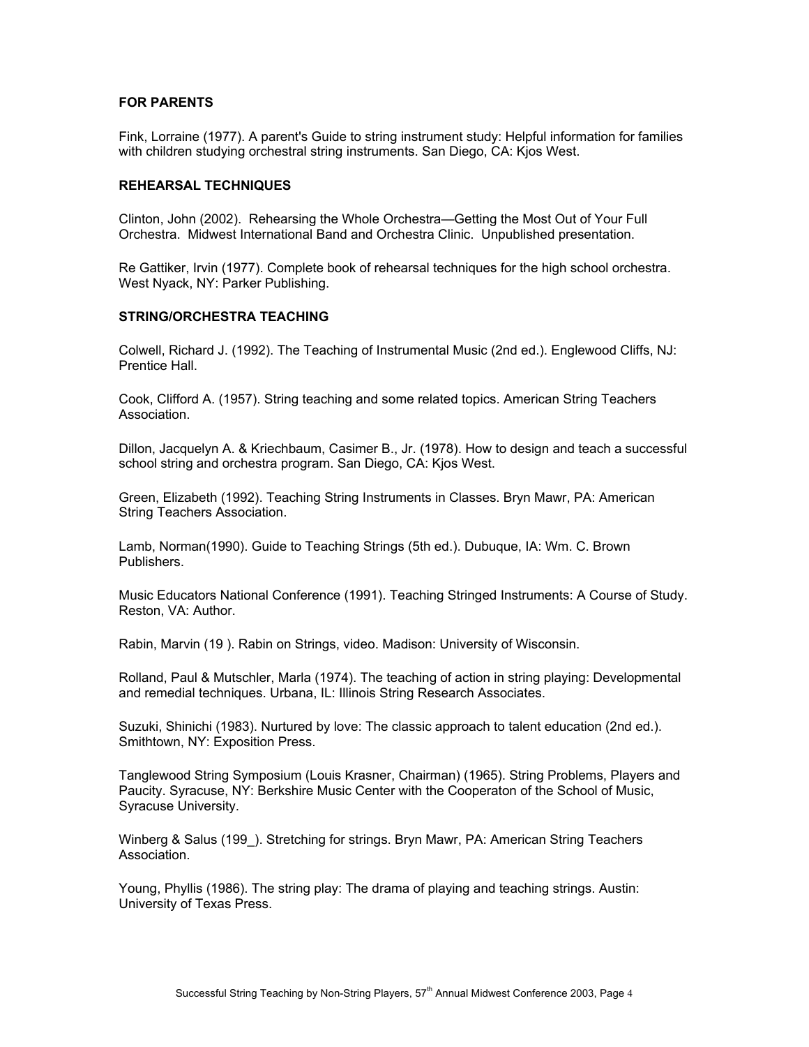### FOR PARENTS

Fink, Lorraine (1977). A parent's Guide to string instrument study: Helpful information for families with children studying orchestral string instruments. San Diego, CA: Kjos West.

### REHEARSAL TECHNIQUES

Clinton, John (2002). Rehearsing the Whole Orchestra—Getting the Most Out of Your Full Orchestra. Midwest International Band and Orchestra Clinic. Unpublished presentation.

Re Gattiker, Irvin (1977). Complete book of rehearsal techniques for the high school orchestra. West Nyack, NY: Parker Publishing.

### STRING/ORCHESTRA TEACHING

Colwell, Richard J. (1992). The Teaching of Instrumental Music (2nd ed.). Englewood Cliffs, NJ: Prentice Hall.

Cook, Clifford A. (1957). String teaching and some related topics. American String Teachers Association.

Dillon, Jacquelyn A. & Kriechbaum, Casimer B., Jr. (1978). How to design and teach a successful school string and orchestra program. San Diego, CA: Kjos West.

Green, Elizabeth (1992). Teaching String Instruments in Classes. Bryn Mawr, PA: American String Teachers Association.

Lamb, Norman(1990). Guide to Teaching Strings (5th ed.). Dubuque, IA: Wm. C. Brown Publishers.

Music Educators National Conference (1991). Teaching Stringed Instruments: A Course of Study. Reston, VA: Author.

Rabin, Marvin (19 ). Rabin on Strings, video. Madison: University of Wisconsin.

Rolland, Paul & Mutschler, Marla (1974). The teaching of action in string playing: Developmental and remedial techniques. Urbana, IL: Illinois String Research Associates.

Suzuki, Shinichi (1983). Nurtured by love: The classic approach to talent education (2nd ed.). Smithtown, NY: Exposition Press.

Tanglewood String Symposium (Louis Krasner, Chairman) (1965). String Problems, Players and Paucity. Syracuse, NY: Berkshire Music Center with the Cooperaton of the School of Music, Syracuse University.

Winberg & Salus (199_). Stretching for strings. Bryn Mawr, PA: American String Teachers Association.

Young, Phyllis (1986). The string play: The drama of playing and teaching strings. Austin: University of Texas Press.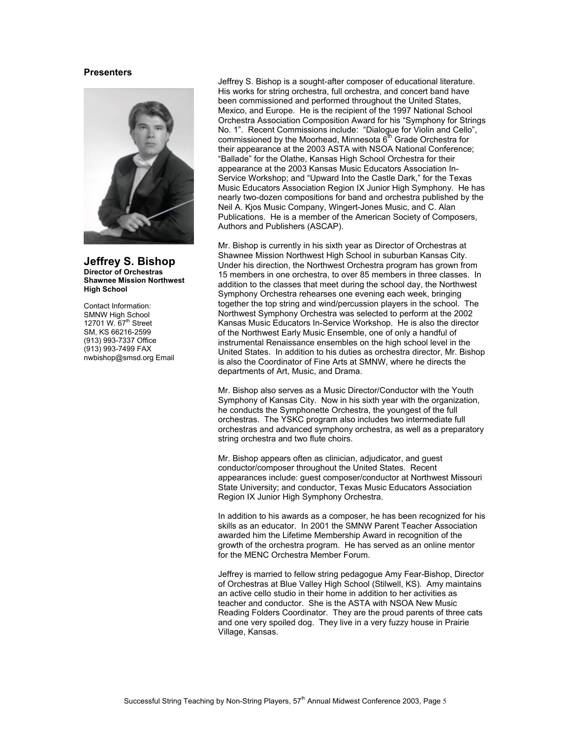## Presenters

**Jeffrey S. Bishop**
**Director of Orchestras**
**Shawnee Mission Northwest High School**

Contact Information:
SMNW High School
12701 W. 67th Street
SM, KS 66216-2599
(913) 993-7337 Office
(913) 993-7499 FAX
nwbishop@smsd.org Email

Jeffrey S. Bishop is a sought-after composer of educational literature. His works for string orchestra, full orchestra, and concert band have been commissioned and performed throughout the United States, Mexico, and Europe. He is the recipient of the 1997 National School Orchestra Association Composition Award for his "Symphony for Strings No. 1". Recent Commissions include: "Dialogue for Violin and Cello", commissioned by the Moorhead, Minnesota 6th Grade Orchestra for their appearance at the 2003 ASTA with NSOA National Conference; "Ballade" for the Olathe, Kansas High School Orchestra for their appearance at the 2003 Kansas Music Educators Association In-Service Workshop; and "Upward Into the Castle Dark," for the Texas Music Educators Association Region IX Junior High Symphony. He has nearly two-dozen compositions for band and orchestra published by the Neil A. Kjos Music Company, Wingert-Jones Music, and C. Alan Publications. He is a member of the American Society of Composers, Authors and Publishers (ASCAP).

Mr. Bishop is currently in his sixth year as Director of Orchestras at Shawnee Mission Northwest High School in suburban Kansas City. Under his direction, the Northwest Orchestra program has grown from 15 members in one orchestra, to over 85 members in three classes. In addition to the classes that meet during the school day, the Northwest Symphony Orchestra rehearses one evening each week, bringing together the top string and wind/percussion players in the school. The Northwest Symphony Orchestra was selected to perform at the 2002 Kansas Music Educators In-Service Workshop. He is also the director of the Northwest Early Music Ensemble, one of only a handful of instrumental Renaissance ensembles on the high school level in the United States. In addition to his duties as orchestra director, Mr. Bishop is also the Coordinator of Fine Arts at SMNW, where he directs the departments of Art, Music, and Drama.

Mr. Bishop also serves as a Music Director/Conductor with the Youth Symphony of Kansas City. Now in his sixth year with the organization, he conducts the Symphonette Orchestra, the youngest of the full orchestras. The YSKC program also includes two intermediate full orchestras and advanced symphony orchestra, as well as a preparatory string orchestra and two flute choirs.

Mr. Bishop appears often as clinician, adjudicator, and guest conductor/composer throughout the United States. Recent appearances include: guest composer/conductor at Northwest Missouri State University; and conductor, Texas Music Educators Association Region IX Junior High Symphony Orchestra.

In addition to his awards as a composer, he has been recognized for his skills as an educator. In 2001 the SMNW Parent Teacher Association awarded him the Lifetime Membership Award in recognition of the growth of the orchestra program. He has served as an online mentor for the MENC Orchestra Member Forum.

Jeffrey is married to fellow string pedagogue Amy Fear-Bishop, Director of Orchestras at Blue Valley High School (Stilwell, KS). Amy maintains an active cello studio in their home in addition to her activities as teacher and conductor. She is the ASTA with NSOA New Music Reading Folders Coordinator. They are the proud parents of three cats and one very spoiled dog. They live in a very fuzzy house in Prairie Village, Kansas.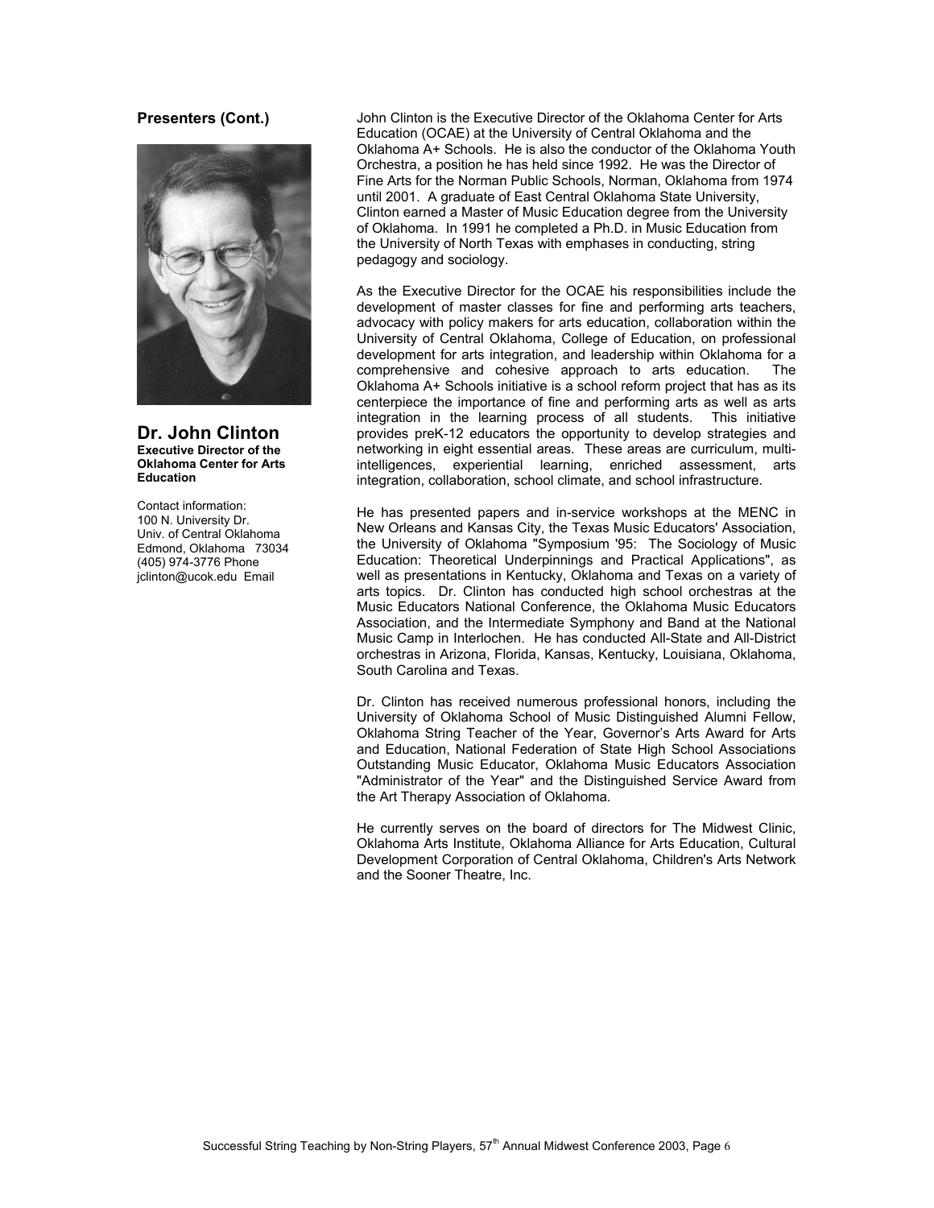## Presenters (Cont.)

**Dr. John Clinton**
**Executive Director of the Oklahoma Center for Arts Education**

Contact information:
100 N. University Dr.
Univ. of Central Oklahoma
Edmond, Oklahoma 73034
(405) 974-3776 Phone
jclinton@ucok.edu Email

John Clinton is the Executive Director of the Oklahoma Center for Arts Education (OCAE) at the University of Central Oklahoma and the Oklahoma A+ Schools. He is also the conductor of the Oklahoma Youth Orchestra, a position he has held since 1992. He was the Director of Fine Arts for the Norman Public Schools, Norman, Oklahoma from 1974 until 2001. A graduate of East Central Oklahoma State University, Clinton earned a Master of Music Education degree from the University of Oklahoma. In 1991 he completed a Ph.D. in Music Education from the University of North Texas with emphases in conducting, string pedagogy and sociology.

As the Executive Director for the OCAE his responsibilities include the development of master classes for fine and performing arts teachers, advocacy with policy makers for arts education, collaboration within the University of Central Oklahoma, College of Education, on professional development for arts integration, and leadership within Oklahoma for a comprehensive and cohesive approach to arts education. The Oklahoma A+ Schools initiative is a school reform project that has as its centerpiece the importance of fine and performing arts as well as arts integration in the learning process of all students. This initiative provides preK-12 educators the opportunity to develop strategies and networking in eight essential areas. These areas are curriculum, multi-intelligences, experiential learning, enriched assessment, arts integration, collaboration, school climate, and school infrastructure.

He has presented papers and in-service workshops at the MENC in New Orleans and Kansas City, the Texas Music Educators' Association, the University of Oklahoma "Symposium '95: The Sociology of Music Education: Theoretical Underpinnings and Practical Applications", as well as presentations in Kentucky, Oklahoma and Texas on a variety of arts topics. Dr. Clinton has conducted high school orchestras at the Music Educators National Conference, the Oklahoma Music Educators Association, and the Intermediate Symphony and Band at the National Music Camp in Interlochen. He has conducted All-State and All-District orchestras in Arizona, Florida, Kansas, Kentucky, Louisiana, Oklahoma, South Carolina and Texas.

Dr. Clinton has received numerous professional honors, including the University of Oklahoma School of Music Distinguished Alumni Fellow, Oklahoma String Teacher of the Year, Governor's Arts Award for Arts and Education, National Federation of State High School Associations Outstanding Music Educator, Oklahoma Music Educators Association "Administrator of the Year" and the Distinguished Service Award from the Art Therapy Association of Oklahoma.

He currently serves on the board of directors for The Midwest Clinic, Oklahoma Arts Institute, Oklahoma Alliance for Arts Education, Cultural Development Corporation of Central Oklahoma, Children's Arts Network and the Sooner Theatre, Inc.